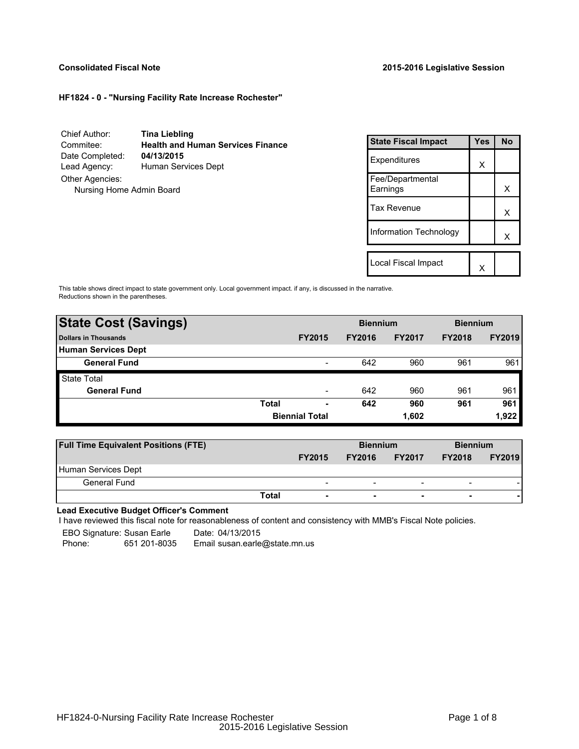**Consolidated Fiscal Note** **2015-2016 Legislative Session**

**HF1824 - 0 - "Nursing Facility Rate Increase Rochester"**

| | |
|---|---|
| Chief Author: | **Tina Liebling** |
| Commitee: | **Health and Human Services Finance** |
| Date Completed: | **04/13/2015** |
| Lead Agency: | Human Services Dept |
| Other Agencies: | |
| Nursing Home Admin Board | |

| State Fiscal Impact | Yes | No |
|---|---|---|
| Expenditures | X | |
| Fee/Departmental Earnings | | X |
| Tax Revenue | | X |
| Information Technology | | X |
| Local Fiscal Impact | X | |

This table shows direct impact to state government only. Local government impact. if any, is discussed in the narrative. Reductions shown in the parentheses.

| **State Cost (Savings)** | | | Biennium | | Biennium | |
|---|---|---|---|---|---|---|
| **Dollars in Thousands** | | **FY2015** | **FY2016** | **FY2017** | **FY2018** | **FY2019** |
| **Human Services Dept** | | | | | | |
| **General Fund** | | - | 642 | 960 | 961 | 961 |
| State Total | | | | | | |
| **General Fund** | | - | 642 | 960 | 961 | 961 |
| | **Total** | **-** | **642** | **960** | **961** | **961** |
| | | **Biennial Total** | | **1,602** | | **1,922** |

| **Full Time Equivalent Positions (FTE)** | | | Biennium | | Biennium | |
|---|---|---|---|---|---|---|
| | | **FY2015** | **FY2016** | **FY2017** | **FY2018** | **FY2019** |
| Human Services Dept | | | | | | |
| General Fund | | - | - | - | - | - |
| | **Total** | **-** | **-** | **-** | **-** | **-** |

**Lead Executive Budget Officer's Comment**

I have reviewed this fiscal note for reasonableness of content and consistency with MMB's Fiscal Note policies.

EBO Signature: Susan Earle    Date: 04/13/2015
Phone: 651 201-8035    Email susan.earle@state.mn.us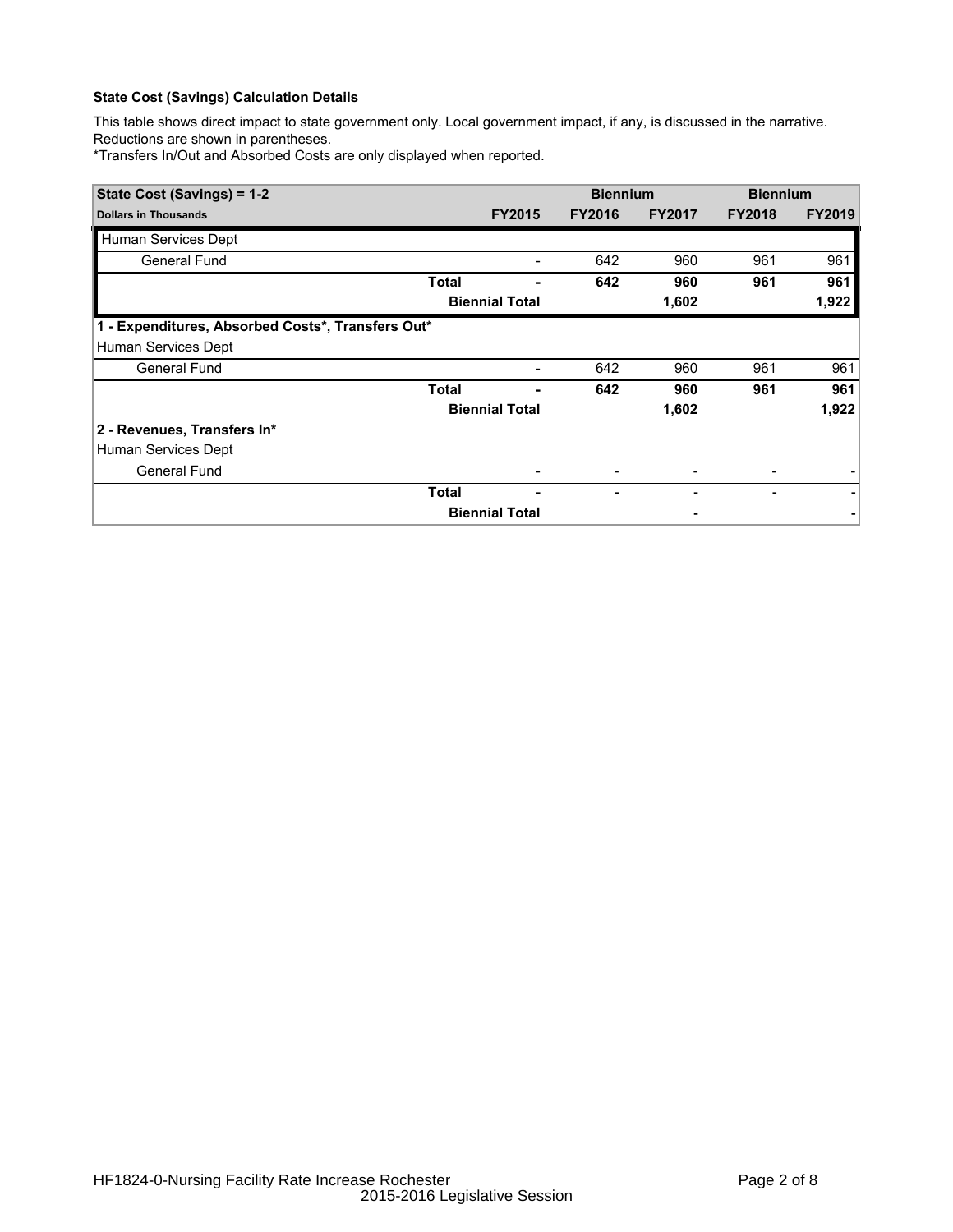**State Cost (Savings) Calculation Details**

This table shows direct impact to state government only. Local government impact, if any, is discussed in the narrative. Reductions are shown in parentheses.

*Transfers In/Out and Absorbed Costs are only displayed when reported.

| State Cost (Savings) = 1-2 | | | Biennium | | Biennium | |
|---|---|---|---|---|---|---|
| **Dollars in Thousands** | | **FY2015** | **FY2016** | **FY2017** | **FY2018** | **FY2019** |
| Human Services Dept | | | | | | |
| General Fund | | - | 642 | 960 | 961 | 961 |
| | **Total** | **-** | **642** | **960** | **961** | **961** |
| | **Biennial Total** | | | **1,602** | | **1,922** |
| **1 - Expenditures, Absorbed Costs*, Transfers Out*** | | | | | | |
| Human Services Dept | | | | | | |
| General Fund | | - | 642 | 960 | 961 | 961 |
| | **Total** | **-** | **642** | **960** | **961** | **961** |
| | **Biennial Total** | | | **1,602** | | **1,922** |
| **2 - Revenues, Transfers In*** | | | | | | |
| Human Services Dept | | | | | | |
| General Fund | | - | - | - | - | - |
| | **Total** | **-** | **-** | **-** | **-** | **-** |
| | **Biennial Total** | | | **-** | | **-** |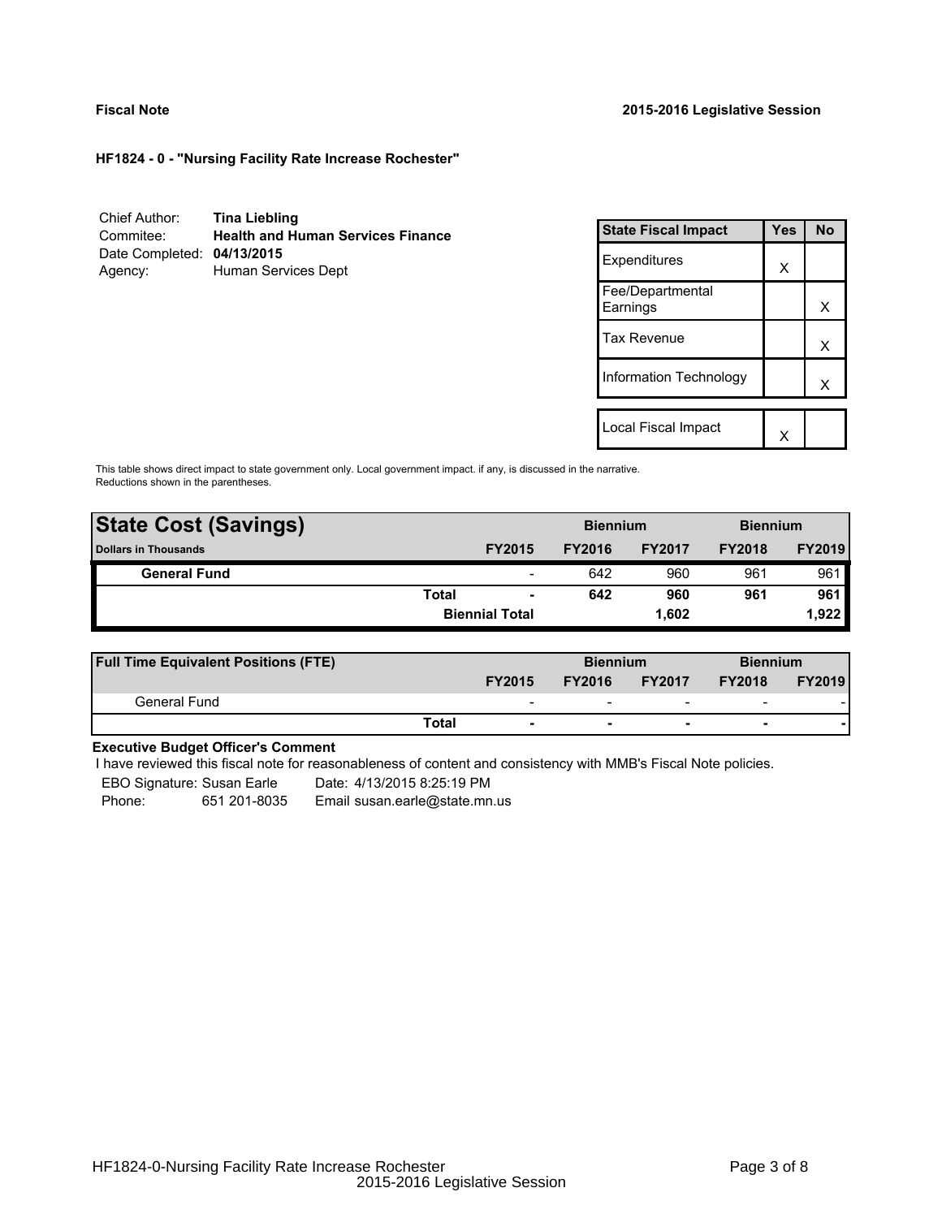**Fiscal Note** **2015-2016 Legislative Session**

**HF1824 - 0 - "Nursing Facility Rate Increase Rochester"**

| | |
|---|---|
| Chief Author: | **Tina Liebling** |
| Commitee: | **Health and Human Services Finance** |
| Date Completed: | **04/13/2015** |
| Agency: | Human Services Dept |

| State Fiscal Impact | Yes | No |
|---|---|---|
| Expenditures | X | |
| Fee/Departmental Earnings | | X |
| Tax Revenue | | X |
| Information Technology | | X |
| Local Fiscal Impact | X | |

This table shows direct impact to state government only. Local government impact. if any, is discussed in the narrative. Reductions shown in the parentheses.

| **State Cost (Savings)** | | | **Biennium** | | **Biennium** | |
|---|---|---|---|---|---|---|
| **Dollars in Thousands** | | **FY2015** | **FY2016** | **FY2017** | **FY2018** | **FY2019** |
| **General Fund** | | - | 642 | 960 | 961 | 961 |
| | **Total** | **-** | **642** | **960** | **961** | **961** |
| | | **Biennial Total** | | **1,602** | | **1,922** |

| **Full Time Equivalent Positions (FTE)** | | | **Biennium** | | **Biennium** | |
|---|---|---|---|---|---|---|
| | | **FY2015** | **FY2016** | **FY2017** | **FY2018** | **FY2019** |
| General Fund | | - | - | - | - | - |
| | **Total** | **-** | **-** | **-** | **-** | **-** |

**Executive Budget Officer's Comment**

I have reviewed this fiscal note for reasonableness of content and consistency with MMB's Fiscal Note policies.

EBO Signature: Susan Earle  Date: 4/13/2015 8:25:19 PM
Phone: 651 201-8035  Email susan.earle@state.mn.us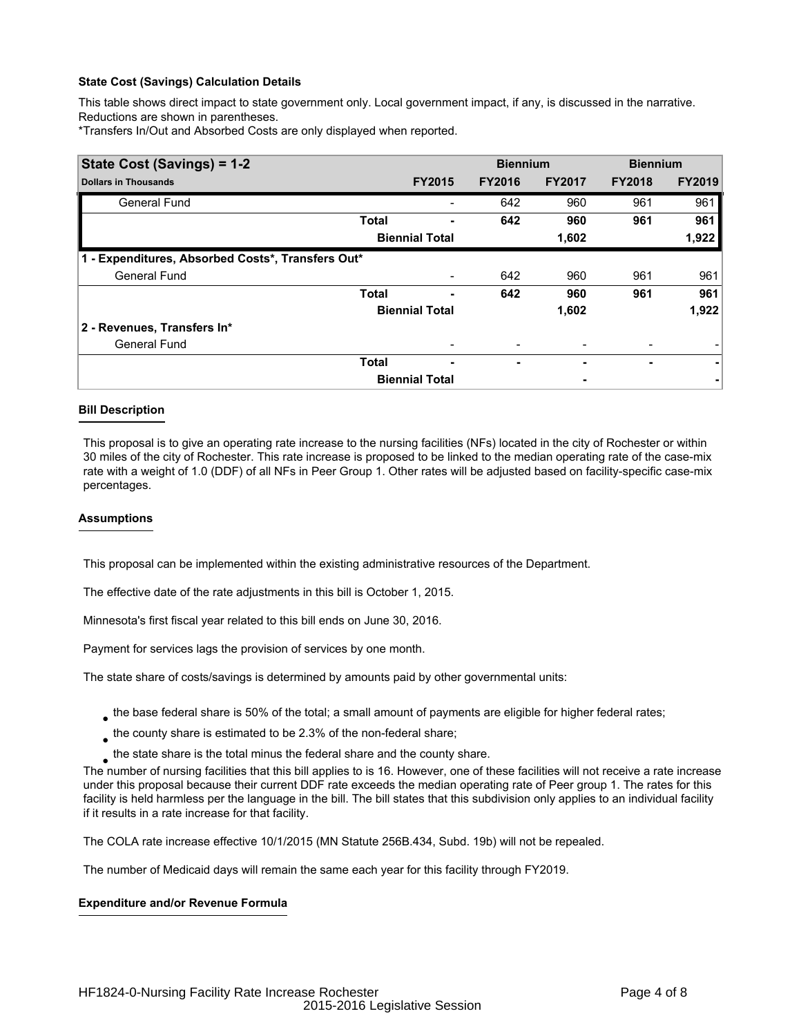### State Cost (Savings) Calculation Details

This table shows direct impact to state government only. Local government impact, if any, is discussed in the narrative. Reductions are shown in parentheses.

*Transfers In/Out and Absorbed Costs are only displayed when reported.

| State Cost (Savings) = 1-2 | | | Biennium | | Biennium | |
|---|---|---|---|---|---|---|
| **Dollars in Thousands** | | **FY2015** | **FY2016** | **FY2017** | **FY2018** | **FY2019** |
| General Fund | | - | 642 | 960 | 961 | 961 |
| | **Total** | **-** | **642** | **960** | **961** | **961** |
| | **Biennial Total** | | | **1,602** | | **1,922** |
| **1 - Expenditures, Absorbed Costs*, Transfers Out*** | | | | | | |
| General Fund | | - | 642 | 960 | 961 | 961 |
| | **Total** | **-** | **642** | **960** | **961** | **961** |
| | **Biennial Total** | | | **1,602** | | **1,922** |
| **2 - Revenues, Transfers In*** | | | | | | |
| General Fund | | - | - | - | - | - |
| | **Total** | **-** | **-** | **-** | **-** | **-** |
| | **Biennial Total** | | | **-** | | **-** |

### Bill Description

This proposal is to give an operating rate increase to the nursing facilities (NFs) located in the city of Rochester or within 30 miles of the city of Rochester. This rate increase is proposed to be linked to the median operating rate of the case-mix rate with a weight of 1.0 (DDF) of all NFs in Peer Group 1. Other rates will be adjusted based on facility-specific case-mix percentages.

### Assumptions

This proposal can be implemented within the existing administrative resources of the Department.

The effective date of the rate adjustments in this bill is October 1, 2015.

Minnesota's first fiscal year related to this bill ends on June 30, 2016.

Payment for services lags the provision of services by one month.

The state share of costs/savings is determined by amounts paid by other governmental units:

- the base federal share is 50% of the total; a small amount of payments are eligible for higher federal rates;
- the county share is estimated to be 2.3% of the non-federal share;
- the state share is the total minus the federal share and the county share.

The number of nursing facilities that this bill applies to is 16. However, one of these facilities will not receive a rate increase under this proposal because their current DDF rate exceeds the median operating rate of Peer group 1. The rates for this facility is held harmless per the language in the bill. The bill states that this subdivision only applies to an individual facility if it results in a rate increase for that facility.

The COLA rate increase effective 10/1/2015 (MN Statute 256B.434, Subd. 19b) will not be repealed.

The number of Medicaid days will remain the same each year for this facility through FY2019.

### Expenditure and/or Revenue Formula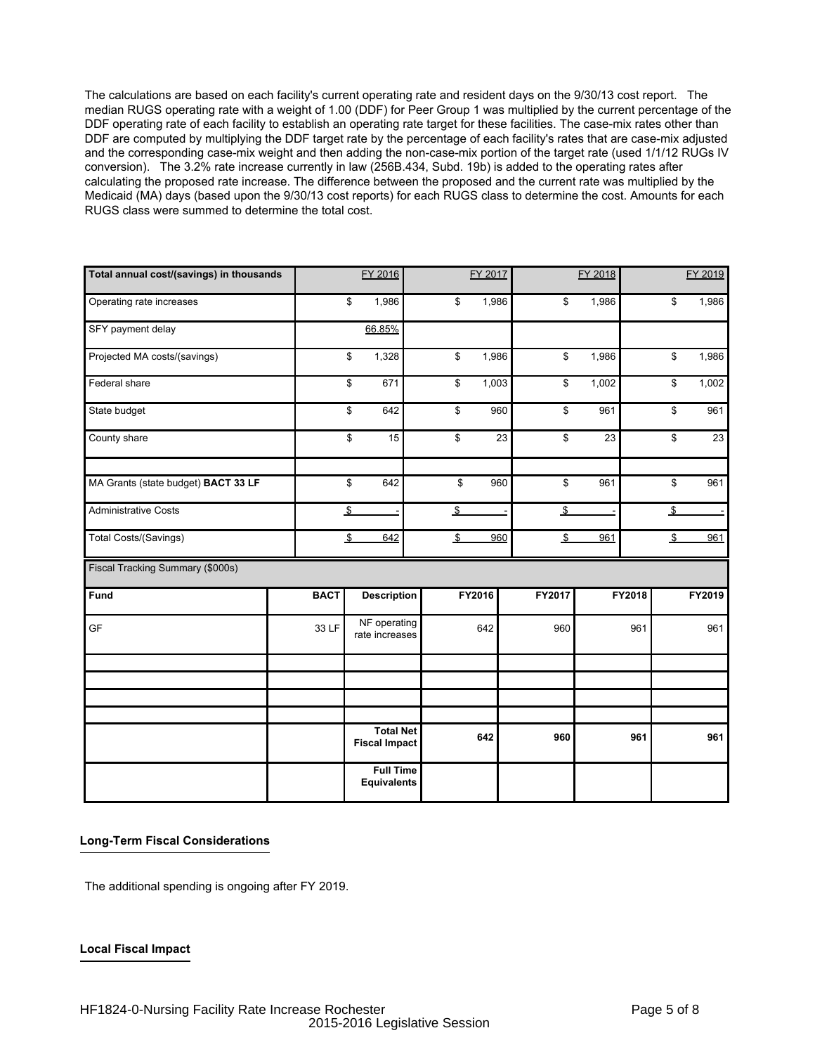The calculations are based on each facility's current operating rate and resident days on the 9/30/13 cost report. The median RUGS operating rate with a weight of 1.00 (DDF) for Peer Group 1 was multiplied by the current percentage of the DDF operating rate of each facility to establish an operating rate target for these facilities. The case-mix rates other than DDF are computed by multiplying the DDF target rate by the percentage of each facility's rates that are case-mix adjusted and the corresponding case-mix weight and then adding the non-case-mix portion of the target rate (used 1/1/12 RUGs IV conversion). The 3.2% rate increase currently in law (256B.434, Subd. 19b) is added to the operating rates after calculating the proposed rate increase. The difference between the proposed and the current rate was multiplied by the Medicaid (MA) days (based upon the 9/30/13 cost reports) for each RUGS class to determine the cost. Amounts for each RUGS class were summed to determine the total cost.

| Total annual cost/(savings) in thousands | FY 2016 | FY 2017 | FY 2018 | FY 2019 |
|---|---|---|---|---|
| Operating rate increases | $ 1,986 | $ 1,986 | $ 1,986 | $ 1,986 |
| SFY payment delay | 66.85% | | | |
| Projected MA costs/(savings) | $ 1,328 | $ 1,986 | $ 1,986 | $ 1,986 |
| Federal share | $ 671 | $ 1,003 | $ 1,002 | $ 1,002 |
| State budget | $ 642 | $ 960 | $ 961 | $ 961 |
| County share | $ 15 | $ 23 | $ 23 | $ 23 |
| | | | | |
| MA Grants (state budget) **BACT 33 LF** | $ 642 | $ 960 | $ 961 | $ 961 |
| Administrative Costs | $ - | $ - | $ - | $ - |
| Total Costs/(Savings) | $ 642 | $ 960 | $ 961 | $ 961 |

Fiscal Tracking Summary ($000s)

| Fund | BACT | Description | FY2016 | FY2017 | FY2018 | FY2019 |
|---|---|---|---|---|---|---|
| GF | 33 LF | NF operating rate increases | 642 | 960 | 961 | 961 |
| | | | | | | |
| | | | | | | |
| | | | | | | |
| | | | | | | |
| | | **Total Net Fiscal Impact** | **642** | **960** | **961** | **961** |
| | | **Full Time Equivalents** | | | | |

**Long-Term Fiscal Considerations**

The additional spending is ongoing after FY 2019.

**Local Fiscal Impact**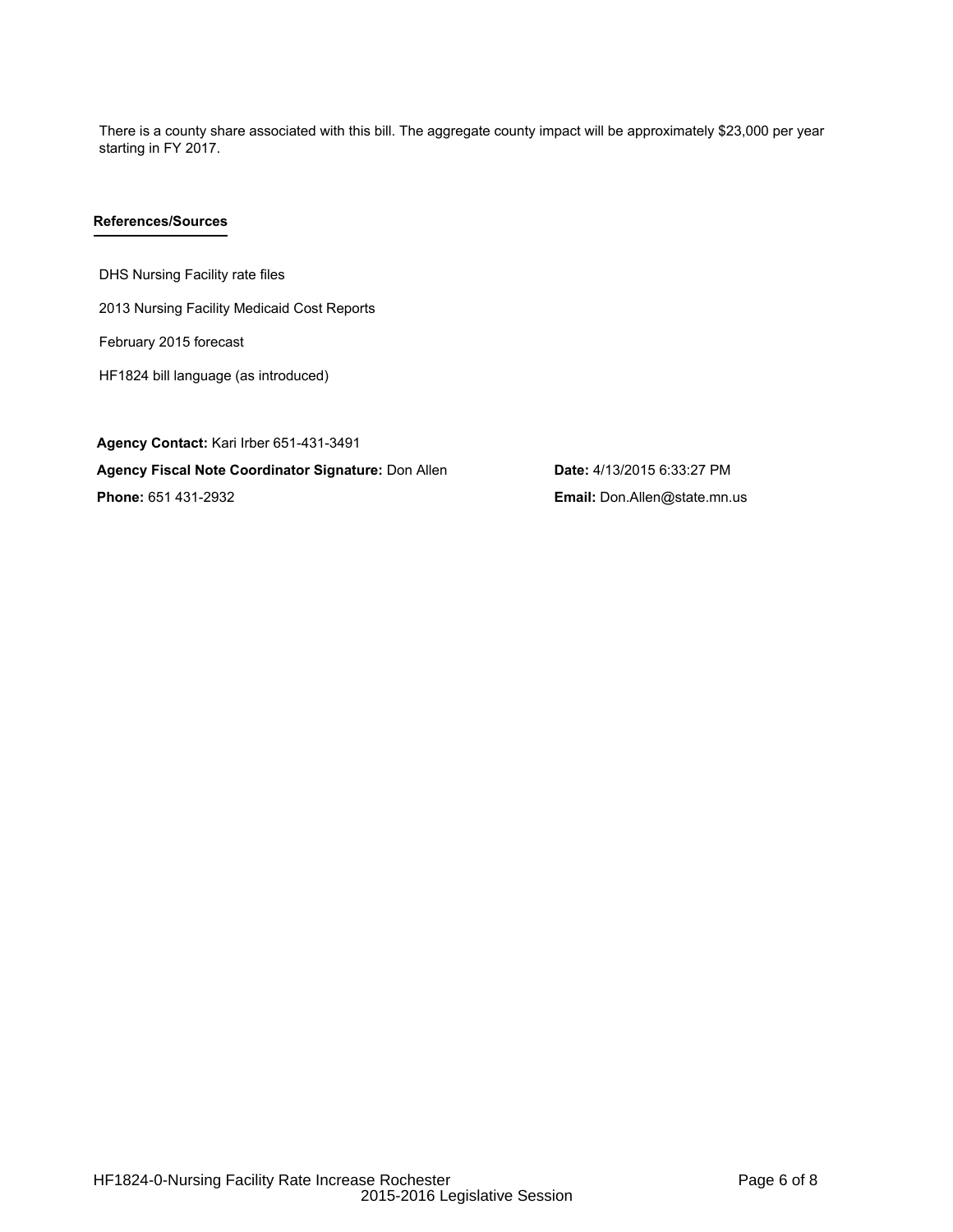There is a county share associated with this bill. The aggregate county impact will be approximately $23,000 per year starting in FY 2017.

### References/Sources

DHS Nursing Facility rate files

2013 Nursing Facility Medicaid Cost Reports

February 2015 forecast

HF1824 bill language (as introduced)

**Agency Contact:** Kari Irber 651-431-3491

**Agency Fiscal Note Coordinator Signature:** Don Allen

**Date:** 4/13/2015 6:33:27 PM

**Phone:** 651 431-2932

**Email:** Don.Allen@state.mn.us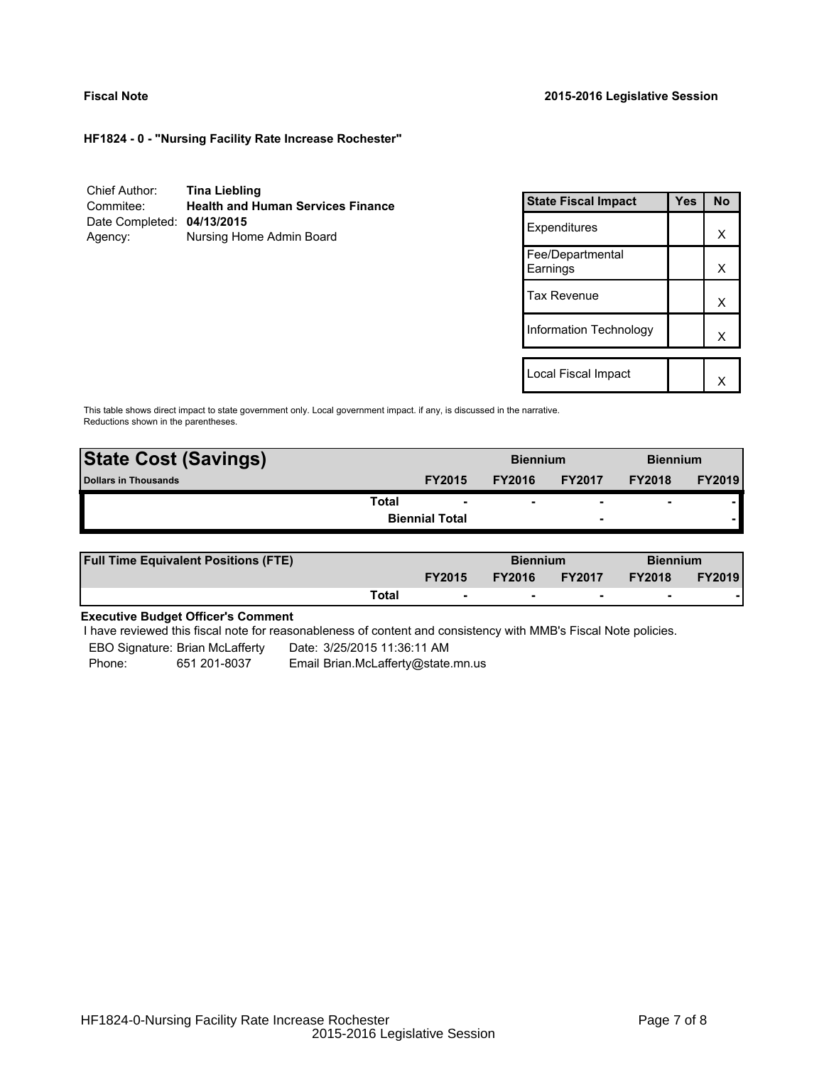**Fiscal Note** **2015-2016 Legislative Session**

**HF1824 - 0 - "Nursing Facility Rate Increase Rochester"**

| | |
|---|---|
| Chief Author: | **Tina Liebling** |
| Commitee: | **Health and Human Services Finance** |
| Date Completed: | **04/13/2015** |
| Agency: | Nursing Home Admin Board |

| State Fiscal Impact | Yes | No |
|---|---|---|
| Expenditures | | X |
| Fee/Departmental Earnings | | X |
| Tax Revenue | | X |
| Information Technology | | X |
| | | |
| Local Fiscal Impact | | X |

This table shows direct impact to state government only. Local government impact. if any, is discussed in the narrative. Reductions shown in the parentheses.

| **State Cost (Savings)** | | Biennium | | Biennium | |
|---|---|---|---|---|---|
| **Dollars in Thousands** | **FY2015** | **FY2016** | **FY2017** | **FY2018** | **FY2019** |
| **Total** | - | - | - | - | - |
| **Biennial Total** | | | - | | - |

| **Full Time Equivalent Positions (FTE)** | | Biennium | | Biennium | |
|---|---|---|---|---|---|
| | **FY2015** | **FY2016** | **FY2017** | **FY2018** | **FY2019** |
| **Total** | - | - | - | - | - |

**Executive Budget Officer's Comment**

I have reviewed this fiscal note for reasonableness of content and consistency with MMB's Fiscal Note policies.

EBO Signature: Brian McLafferty    Date: 3/25/2015 11:36:11 AM
Phone: 651 201-8037    Email Brian.McLafferty@state.mn.us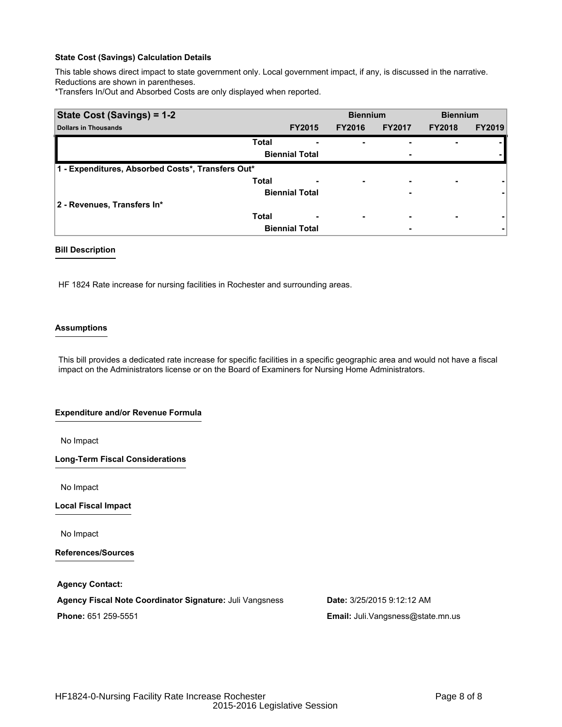**State Cost (Savings) Calculation Details**

This table shows direct impact to state government only. Local government impact, if any, is discussed in the narrative. Reductions are shown in parentheses.

*Transfers In/Out and Absorbed Costs are only displayed when reported.

| State Cost (Savings) = 1-2 | | | Biennium | | Biennium | |
|---|---|---|---|---|---|---|
| **Dollars in Thousands** | | **FY2015** | **FY2016** | **FY2017** | **FY2018** | **FY2019** |
| | **Total** | - | - | - | - | - |
| | **Biennial Total** | | | - | | - |
| **1 - Expenditures, Absorbed Costs*, Transfers Out*** | | | | | | |
| | **Total** | - | - | - | - | - |
| | **Biennial Total** | | | - | | - |
| **2 - Revenues, Transfers In*** | | | | | | |
| | **Total** | - | - | - | - | - |
| | **Biennial Total** | | | - | | - |

**Bill Description**

HF 1824 Rate increase for nursing facilities in Rochester and surrounding areas.

**Assumptions**

This bill provides a dedicated rate increase for specific facilities in a specific geographic area and would not have a fiscal impact on the Administrators license or on the Board of Examiners for Nursing Home Administrators.

**Expenditure and/or Revenue Formula**

No Impact

**Long-Term Fiscal Considerations**

No Impact

**Local Fiscal Impact**

No Impact

**References/Sources**

**Agency Contact:**

**Agency Fiscal Note Coordinator Signature:** Juli Vangsness

**Date:** 3/25/2015 9:12:12 AM

**Phone:** 651 259-5551

**Email:** Juli.Vangsness@state.mn.us